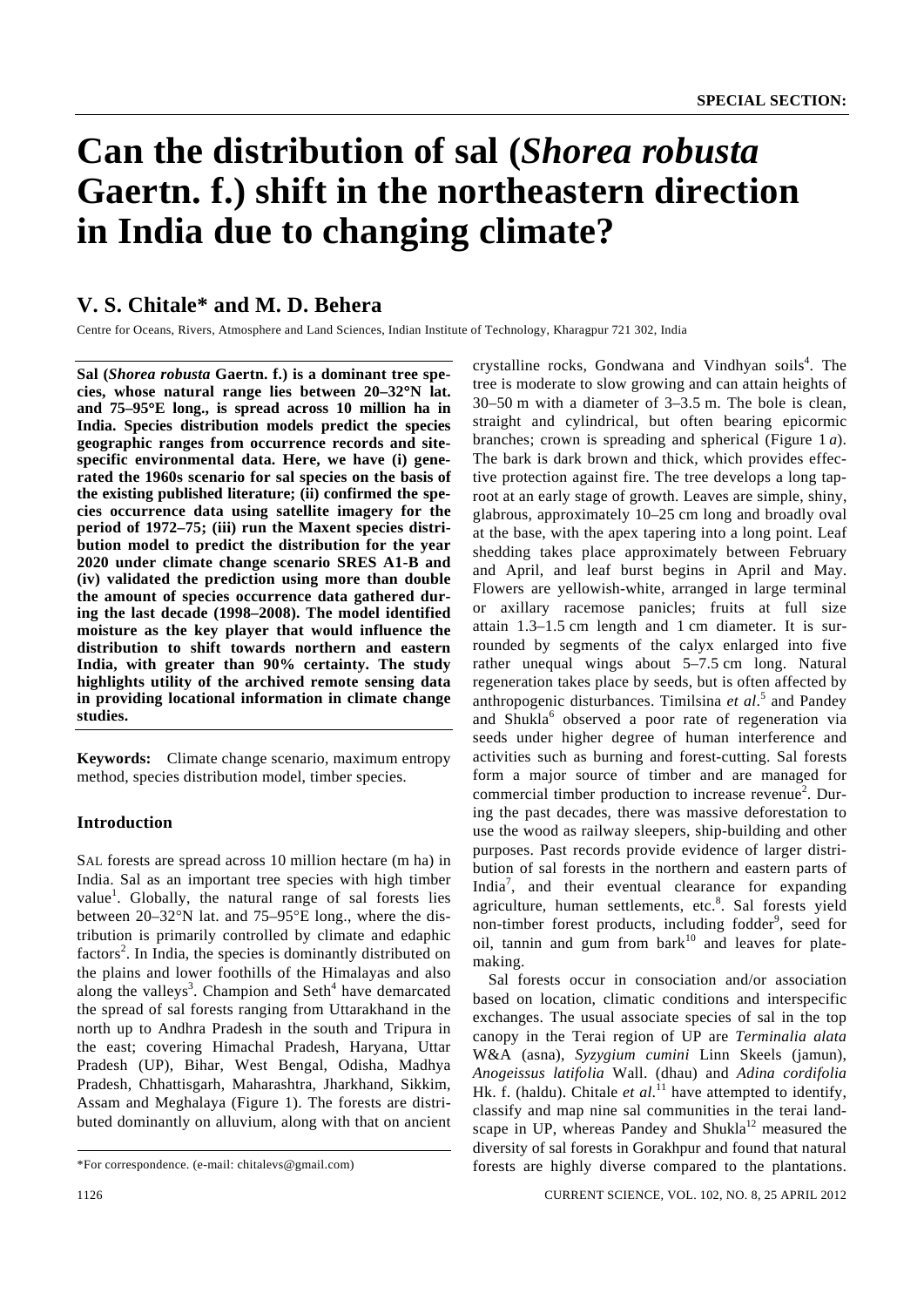# Can the distribution of sal (*Shorea robusta* Gaertn. f.) shift in the northeastern direction in India due to changing climate?

## V. S. Chitale* and M. D. Behera

Centre for Oceans, Rivers, Atmosphere and Land Sciences, Indian Institute of Technology, Kharagpur 721 302, India

**Sal (*Shorea robusta* Gaertn. f.) is a dominant tree species, whose natural range lies between 20–32°N lat. and 75–95°E long., is spread across 10 million ha in India. Species distribution models predict the species geographic ranges from occurrence records and site-specific environmental data. Here, we have (i) generated the 1960s scenario for sal species on the basis of the existing published literature; (ii) confirmed the species occurrence data using satellite imagery for the period of 1972–75; (iii) run the Maxent species distribution model to predict the distribution for the year 2020 under climate change scenario SRES A1-B and (iv) validated the prediction using more than double the amount of species occurrence data gathered during the last decade (1998–2008). The model identified moisture as the key player that would influence the distribution to shift towards northern and eastern India, with greater than 90% certainty. The study highlights utility of the archived remote sensing data in providing locational information in climate change studies.**

**Keywords:** Climate change scenario, maximum entropy method, species distribution model, timber species.

### Introduction

SAL forests are spread across 10 million hectare (m ha) in India. Sal as an important tree species with high timber value[1]. Globally, the natural range of sal forests lies between 20–32°N lat. and 75–95°E long., where the distribution is primarily controlled by climate and edaphic factors[2]. In India, the species is dominantly distributed on the plains and lower foothills of the Himalayas and also along the valleys[3]. Champion and Seth[4] have demarcated the spread of sal forests ranging from Uttarakhand in the north up to Andhra Pradesh in the south and Tripura in the east; covering Himachal Pradesh, Haryana, Uttar Pradesh (UP), Bihar, West Bengal, Odisha, Madhya Pradesh, Chhattisgarh, Maharashtra, Jharkhand, Sikkim, Assam and Meghalaya (Figure 1). The forests are distributed dominantly on alluvium, along with that on ancient crystalline rocks, Gondwana and Vindhyan soils[4]. The tree is moderate to slow growing and can attain heights of 30–50 m with a diameter of 3–3.5 m. The bole is clean, straight and cylindrical, but often bearing epicormic branches; crown is spreading and spherical (Figure 1 *a*). The bark is dark brown and thick, which provides effective protection against fire. The tree develops a long tap-root at an early stage of growth. Leaves are simple, shiny, glabrous, approximately 10–25 cm long and broadly oval at the base, with the apex tapering into a long point. Leaf shedding takes place approximately between February and April, and leaf burst begins in April and May. Flowers are yellowish-white, arranged in large terminal or axillary racemose panicles; fruits at full size attain 1.3–1.5 cm length and 1 cm diameter. It is surrounded by segments of the calyx enlarged into five rather unequal wings about 5–7.5 cm long. Natural regeneration takes place by seeds, but is often affected by anthropogenic disturbances. Timilsina *et al*.[5] and Pandey and Shukla[6] observed a poor rate of regeneration via seeds under higher degree of human interference and activities such as burning and forest-cutting. Sal forests form a major source of timber and are managed for commercial timber production to increase revenue[2]. During the past decades, there was massive deforestation to use the wood as railway sleepers, ship-building and other purposes. Past records provide evidence of larger distribution of sal forests in the northern and eastern parts of India[7], and their eventual clearance for expanding agriculture, human settlements, etc.[8]. Sal forests yield non-timber forest products, including fodder[9], seed for oil, tannin and gum from bark[10] and leaves for plate-making.

Sal forests occur in consociation and/or association based on location, climatic conditions and interspecific exchanges. The usual associate species of sal in the top canopy in the Terai region of UP are *Terminalia alata* W&A (asna), *Syzygium cumini* Linn Skeels (jamun), *Anogeissus latifolia* Wall. (dhau) and *Adina cordifolia* Hk. f. (haldu). Chitale *et al*.[11] have attempted to identify, classify and map nine sal communities in the terai landscape in UP, whereas Pandey and Shukla[12] measured the diversity of sal forests in Gorakhpur and found that natural forests are highly diverse compared to the plantations.

*For correspondence. (e-mail: chitalevs@gmail.com)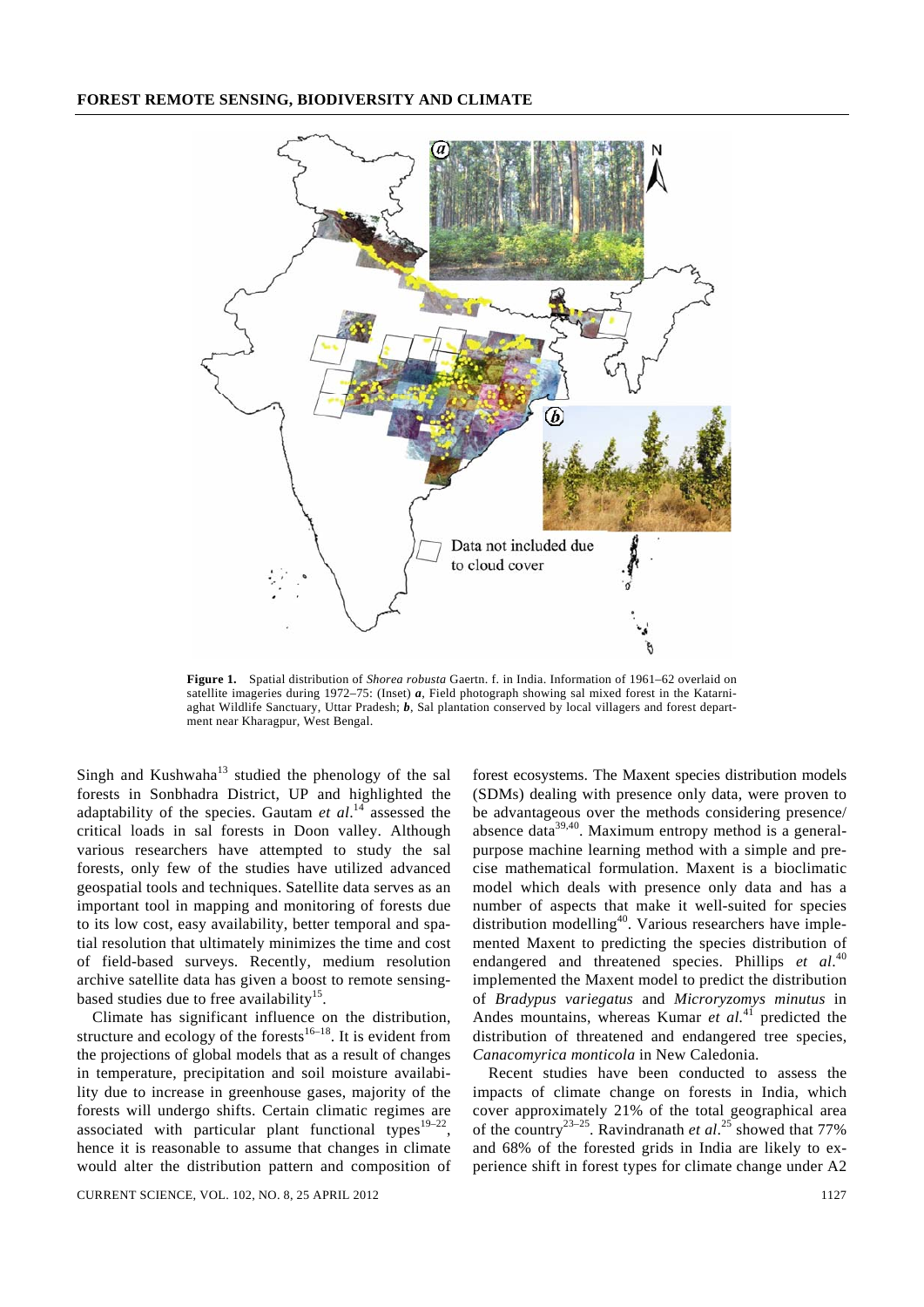**Figure 1.** Spatial distribution of *Shorea robusta* Gaertn. f. in India. Information of 1961–62 overlaid on satellite imageries during 1972–75: (Inset) ***a***, Field photograph showing sal mixed forest in the Katarniaghat Wildlife Sanctuary, Uttar Pradesh; ***b***, Sal plantation conserved by local villagers and forest department near Kharagpur, West Bengal.

Singh and Kushwaha[13] studied the phenology of the sal forests in Sonbhadra District, UP and highlighted the adaptability of the species. Gautam *et al*.[14] assessed the critical loads in sal forests in Doon valley. Although various researchers have attempted to study the sal forests, only few of the studies have utilized advanced geospatial tools and techniques. Satellite data serves as an important tool in mapping and monitoring of forests due to its low cost, easy availability, better temporal and spatial resolution that ultimately minimizes the time and cost of field-based surveys. Recently, medium resolution archive satellite data has given a boost to remote sensing-based studies due to free availability[15].

Climate has significant influence on the distribution, structure and ecology of the forests[16–18]. It is evident from the projections of global models that as a result of changes in temperature, precipitation and soil moisture availability due to increase in greenhouse gases, majority of the forests will undergo shifts. Certain climatic regimes are associated with particular plant functional types[19–22], hence it is reasonable to assume that changes in climate would alter the distribution pattern and composition of forest ecosystems. The Maxent species distribution models (SDMs) dealing with presence only data, were proven to be advantageous over the methods considering presence/absence data[39,40]. Maximum entropy method is a general-purpose machine learning method with a simple and precise mathematical formulation. Maxent is a bioclimatic model which deals with presence only data and has a number of aspects that make it well-suited for species distribution modelling[40]. Various researchers have implemented Maxent to predicting the species distribution of endangered and threatened species. Phillips *et al*.[40] implemented the Maxent model to predict the distribution of *Bradypus variegatus* and *Microryzomys minutus* in Andes mountains, whereas Kumar *et al.*[41] predicted the distribution of threatened and endangered tree species, *Canacomyrica monticola* in New Caledonia.

Recent studies have been conducted to assess the impacts of climate change on forests in India, which cover approximately 21% of the total geographical area of the country[23–25]. Ravindranath *et al*.[25] showed that 77% and 68% of the forested grids in India are likely to experience shift in forest types for climate change under A2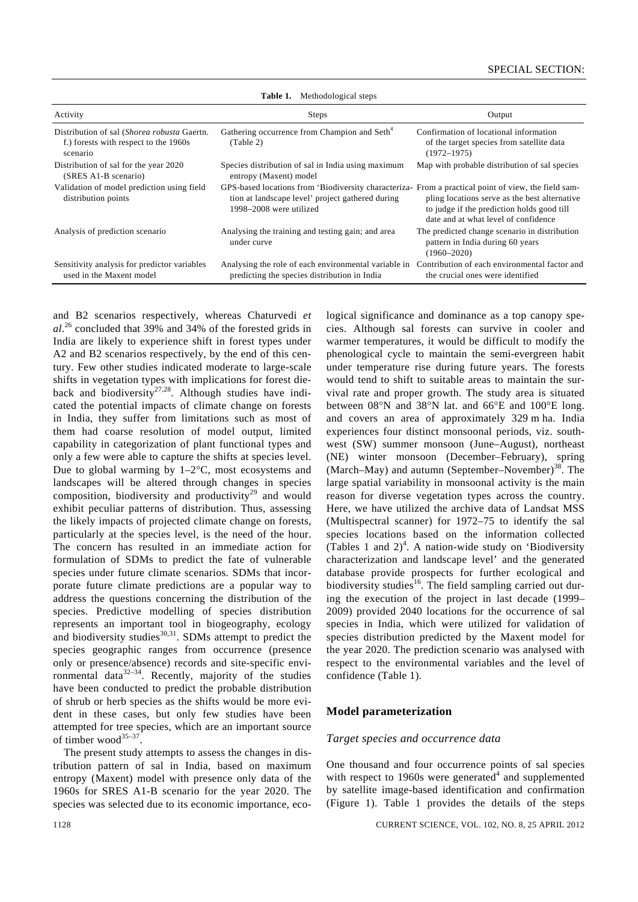**Table 1.** Methodological steps

| Activity | Steps | Output |
|---|---|---|
| Distribution of sal (*Shorea robusta* Gaertn. f.) forests with respect to the 1960s scenario | Gathering occurrence from Champion and Seth[4] (Table 2) | Confirmation of locational information of the target species from satellite data (1972–1975) |
| Distribution of sal for the year 2020 (SRES A1-B scenario) | Species distribution of sal in India using maximum entropy (Maxent) model | Map with probable distribution of sal species |
| Validation of model prediction using field distribution points | GPS-based locations from 'Biodiversity characterization at landscape level' project gathered during 1998–2008 were utilized | From a practical point of view, the field sampling locations serve as the best alternative to judge if the prediction holds good till date and at what level of confidence |
| Analysis of prediction scenario | Analysing the training and testing gain; and area under curve | The predicted change scenario in distribution pattern in India during 60 years (1960–2020) |
| Sensitivity analysis for predictor variables used in the Maxent model | Analysing the role of each environmental variable in predicting the species distribution in India | Contribution of each environmental factor and the crucial ones were identified |

and B2 scenarios respectively, whereas Chaturvedi *et al.*[26] concluded that 39% and 34% of the forested grids in India are likely to experience shift in forest types under A2 and B2 scenarios respectively, by the end of this century. Few other studies indicated moderate to large-scale shifts in vegetation types with implications for forest dieback and biodiversity[27,28]. Although studies have indicated the potential impacts of climate change on forests in India, they suffer from limitations such as most of them had coarse resolution of model output, limited capability in categorization of plant functional types and only a few were able to capture the shifts at species level. Due to global warming by 1–2°C, most ecosystems and landscapes will be altered through changes in species composition, biodiversity and productivity[29] and would exhibit peculiar patterns of distribution. Thus, assessing the likely impacts of projected climate change on forests, particularly at the species level, is the need of the hour. The concern has resulted in an immediate action for formulation of SDMs to predict the fate of vulnerable species under future climate scenarios. SDMs that incorporate future climate predictions are a popular way to address the questions concerning the distribution of the species. Predictive modelling of species distribution represents an important tool in biogeography, ecology and biodiversity studies[30,31]. SDMs attempt to predict the species geographic ranges from occurrence (presence only or presence/absence) records and site-specific environmental data[32–34]. Recently, majority of the studies have been conducted to predict the probable distribution of shrub or herb species as the shifts would be more evident in these cases, but only few studies have been attempted for tree species, which are an important source of timber wood[35–37].

The present study attempts to assess the changes in distribution pattern of sal in India, based on maximum entropy (Maxent) model with presence only data of the 1960s for SRES A1-B scenario for the year 2020. The species was selected due to its economic importance, ecological significance and dominance as a top canopy species. Although sal forests can survive in cooler and warmer temperatures, it would be difficult to modify the phenological cycle to maintain the semi-evergreen habit under temperature rise during future years. The forests would tend to shift to suitable areas to maintain the survival rate and proper growth. The study area is situated between 08°N and 38°N lat. and 66°E and 100°E long. and covers an area of approximately 329 m ha. India experiences four distinct monsoonal periods, viz. southwest (SW) summer monsoon (June–August), northeast (NE) winter monsoon (December–February), spring (March–May) and autumn (September–November)[38]. The large spatial variability in monsoonal activity is the main reason for diverse vegetation types across the country. Here, we have utilized the archive data of Landsat MSS (Multispectral scanner) for 1972–75 to identify the sal species locations based on the information collected (Tables 1 and 2)[4]. A nation-wide study on 'Biodiversity characterization and landscape level' and the generated database provide prospects for further ecological and biodiversity studies[16]. The field sampling carried out during the execution of the project in last decade (1999–2009) provided 2040 locations for the occurrence of sal species in India, which were utilized for validation of species distribution predicted by the Maxent model for the year 2020. The prediction scenario was analysed with respect to the environmental variables and the level of confidence (Table 1).

## Model parameterization

### *Target species and occurrence data*

One thousand and four occurrence points of sal species with respect to 1960s were generated[4] and supplemented by satellite image-based identification and confirmation (Figure 1). Table 1 provides the details of the steps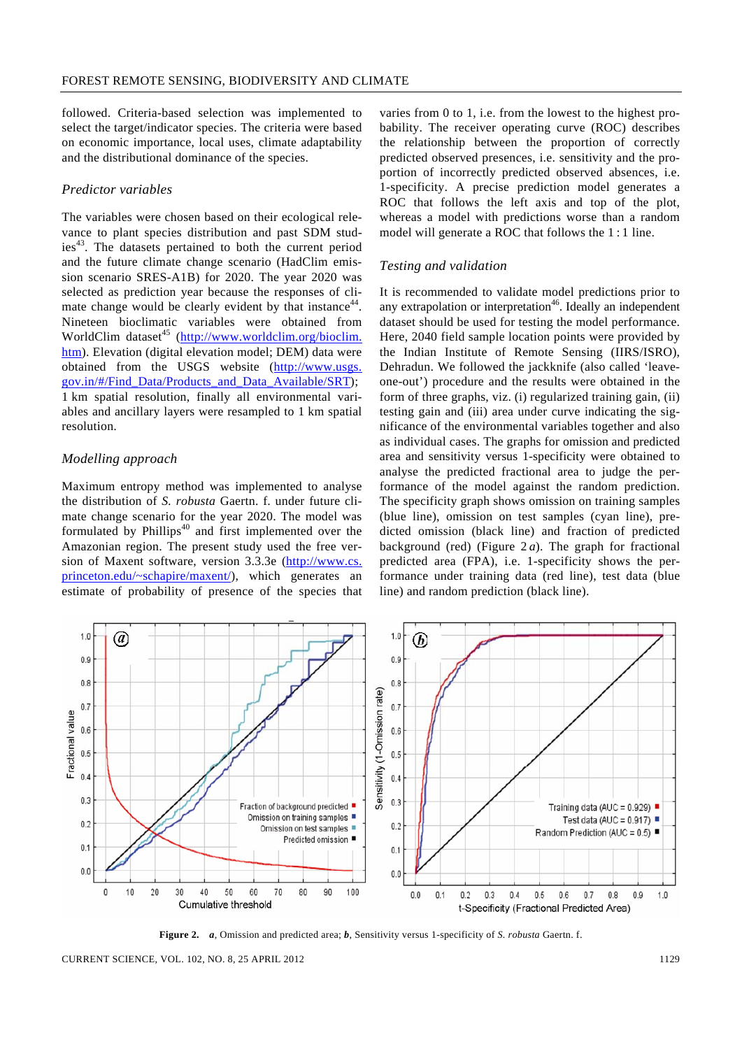followed. Criteria-based selection was implemented to select the target/indicator species. The criteria were based on economic importance, local uses, climate adaptability and the distributional dominance of the species.

### *Predictor variables*

The variables were chosen based on their ecological relevance to plant species distribution and past SDM studies[43]. The datasets pertained to both the current period and the future climate change scenario (HadClim emission scenario SRES-A1B) for 2020. The year 2020 was selected as prediction year because the responses of climate change would be clearly evident by that instance[44]. Nineteen bioclimatic variables were obtained from WorldClim dataset[45] (http://www.worldclim.org/bioclim.htm). Elevation (digital elevation model; DEM) data were obtained from the USGS website (http://www.usgs.gov.in/#/Find_Data/Products_and_Data_Available/SRT); 1 km spatial resolution, finally all environmental variables and ancillary layers were resampled to 1 km spatial resolution.

### *Modelling approach*

Maximum entropy method was implemented to analyse the distribution of *S. robusta* Gaertn. f. under future climate change scenario for the year 2020. The model was formulated by Phillips[40] and first implemented over the Amazonian region. The present study used the free version of Maxent software, version 3.3.3e (http://www.cs.princeton.edu/~schapire/maxent/), which generates an estimate of probability of presence of the species that varies from 0 to 1, i.e. from the lowest to the highest probability. The receiver operating curve (ROC) describes the relationship between the proportion of correctly predicted observed presences, i.e. sensitivity and the proportion of incorrectly predicted observed absences, i.e. 1-specificity. A precise prediction model generates a ROC that follows the left axis and top of the plot, whereas a model with predictions worse than a random model will generate a ROC that follows the 1 : 1 line.

### *Testing and validation*

It is recommended to validate model predictions prior to any extrapolation or interpretation[46]. Ideally an independent dataset should be used for testing the model performance. Here, 2040 field sample location points were provided by the Indian Institute of Remote Sensing (IIRS/ISRO), Dehradun. We followed the jackknife (also called 'leave-one-out') procedure and the results were obtained in the form of three graphs, viz. (i) regularized training gain, (ii) testing gain and (iii) area under curve indicating the significance of the environmental variables together and also as individual cases. The graphs for omission and predicted area and sensitivity versus 1-specificity were obtained to analyse the predicted fractional area to judge the performance of the model against the random prediction. The specificity graph shows omission on training samples (blue line), omission on test samples (cyan line), predicted omission (black line) and fraction of predicted background (red) (Figure 2 *a*). The graph for fractional predicted area (FPA), i.e. 1-specificity shows the performance under training data (red line), test data (blue line) and random prediction (black line).

**Figure 2.** ***a***, Omission and predicted area; ***b***, Sensitivity versus 1-specificity of *S. robusta* Gaertn. f.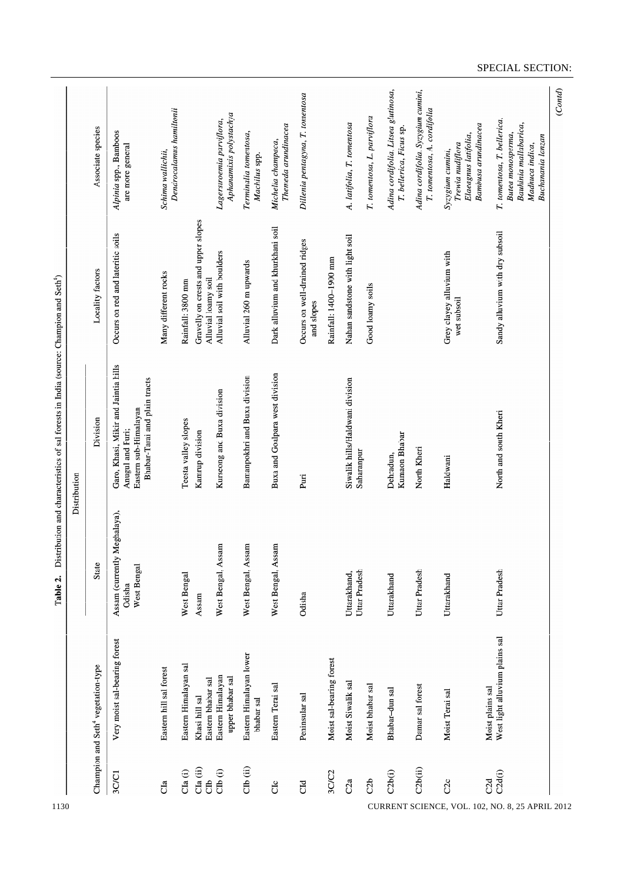**Table 2.** Distribution and characteristics of sal forests in India (source: Champion and Seth[4])

| | Champion and Seth[4] vegetation-type | Distribution | | Locality factors | Associate species |
|---|---|---|---|---|---|
| | | State | Division | | |
| 3C/C1 | Very moist sal-bearing forest | Assam (currently Meghalaya), Odisha, West Bengal | Garo, Khasi, Mikir and Jaintia hills; Angul and Puri; Eastern sub-Himalayan Bhabar-Tarai and plain tracts | Occurs on red and lateritic soils | *Alpinia* spp., Bamboos are more general |
| C1a | Eastern hill sal forest | | | Many different rocks | *Schima wallichii*, *Dendrocalamus hamiltonii* |
| C1a (i) | Eastern Himalayan sal | West Bengal | Teesta valley slopes | Rainfall: 3800 mm | |
| C1a (ii) | Khasi hill sal | Assam | Kamrup division | Gravelly on crests and upper slopes | |
| C1b | Eastern bhabar sal | | | Alluvial loamy soil | |
| C1b (i) | Eastern Himalayan upper bhabar sal | West Bengal, Assam | Kurseong and Buxa division | Alluvial soil with boulders | *Lagerstroemia parviflora*, *Aphanamixis polystachya* |
| C1b (ii) | Eastern Himalayan lower bhabar sal | West Bengal, Assam | Bamanpokhri and Buxa division | Alluvial 260 m upwards | *Terminalia tomentosa*, *Machilus* spp. |
| C1c | Eastern Terai sal | West Bengal, Assam | Buxa and Goalpara west division | Dark alluvium and khurkhani soil | *Michelia champaca*, *Themeda arundinacea* |
| C1d | Peninsular sal | Odisha | Puri | Occurs on well-drained ridges and slopes | *Dillenia pentagyna*, *T. tomentosa* |
| 3C/C2 | Moist sal-bearing forest | | | Rainfall: 1400–1900 mm | |
| C2a | Moist Siwalik sal | Uttarakhand, Uttar Pradesh | Siwalik hills/Haldwani division; Saharanpur | Nahan sandstone with light soil | *A. latifolia*, *T. tomentosa* |
| C2b | Moist bhabar sal | | | Good loamy soils | *T. tomentosa*, *L. parviflora* |
| C2b(i) | Bhabar–dun sal | Uttarakhand | Dehradun, Kumaon Bhabar | | *Adina cordifolia*, *Litsea glutinosa*, *T. bellerica*, *Ficus* sp. |
| C2b(ii) | Damar sal forest | Uttar Pradesh | North Kheri | | *Adina cordifolia*, *Syzygium cumini*, *T. tomentosa*, *A. cordifolia* |
| C2c | Moist Terai sal | Uttarakhand | Haldwani | Grey clayey alluvium with wet subsoil | *Syzygium cumini*, *Trewia nudiflora*, *Elaeagnus latifolia*, *Bambusa arundinacea* |
| C2d | Moist plains sal | | | | |
| C2d(i) | West light alluvium plains sal | Uttar Pradesh | North and south Kheri | Sandy alluvium with dry subsoil | *T. tomentosa*, *T. bellerica*, *Butea monosperma*, *Bauhinia mallabarica*, *Madhuca indica*, *Buchanania lanzan* |

(*Contd*)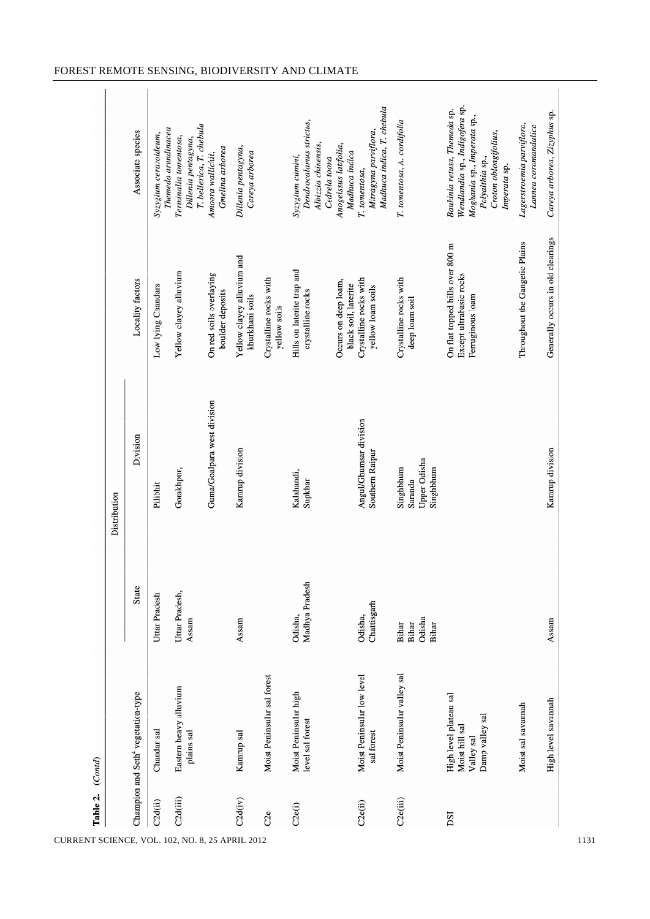**Table 2.** (*Contd*)

| | Champion and Seth[4] vegetation-type | Distribution | | Locality factors | Associate species |
|---|---|---|---|---|---|
| | | State | Division | | |
| C2d(ii) | Chandar sal | Uttar Pradesh | Pilibhit | Low lying Chandars | *Syzygium cerasoideum*, *Themeda arundinacea* |
| C2d(iii) | Eastern heavy alluvium plains sal | Uttar Pradesh, Assam | Gorakhpur, | Yellow clayey alluvium | *Terminalia tomentosa*, *Dillenia pentagyna*, *T. bellerica*, *T. chebula* |
| | | | Guma/Goalpara west division | On red soils overlaying boulder deposits | *Amoora wallichii*, *Gmelina arborea* |
| C2d(iv) | Kamrup sal | Assam | Kamrup division | Yellow clayey alluvium and khurkhani soils | *Dillenia pentagyna*, *Careya arborea* |
| C2e | Moist Peninsular sal forest | | | Crystalline rocks with yellow soils | |
| C2e(i) | Moist Peninsular high level sal forest | Odisha, Madhya Pradesh | Kalahandi, Supkhar | Hills on laterite trap and crystalline rocks | *Syzygium cumini*, *Dendrocalamus strictus*, *Albizzia chinensis*, *Cedrela toona* |
| | | | | Occurs on deep loam, black soil, laterite | *Anogeissus latifolia*, *Madhuca indica* |
| C2e(ii) | Moist Peninsular low level sal forest | Odisha, Chattisgarh | Angul/Ghumsar division Southern Raipur | Crystalline rocks with yellow loam soils | *T. tomentosa*, *Mitragyna parviflora*, *Madhuca indica*, *T. chebula* |
| C2e(iii) | Moist Peninsular valley sal | Bihar<br>Bihar<br>Odisha<br>Bihar | Singhbhum<br>Saranda<br>Upper Odisha<br>Singhbhum | Crystalline rocks with deep loam soil | *T. tomentosa*, *A. cordifolia* |
| DSI | High level plateau sal<br>Moist hill sal<br>Valley sal<br>Damp valley sal | | | On flat topped hills over 800 m<br>Except ultrabasic rocks<br>Ferruginous loam | *Bauhinia retusa*, *Themeda* sp.<br>*Wendlandia* sp., *Indigofera* sp.,<br>*Moghania* sp., *Imperata* sp.,<br>*Polyalthia* sp.,<br>*Croton oblongifolius*,<br>*Imperata* sp. |
| | Moist sal savannah | | | Throughout the Gangetic Plains | *Lagerstroemia parviflora*, *Lannea coromandalica* |
| | High level savannah | Assam | Kamrup division | Generally occurs in old clearings | *Careya arborea*, *Zizyphus* sp. |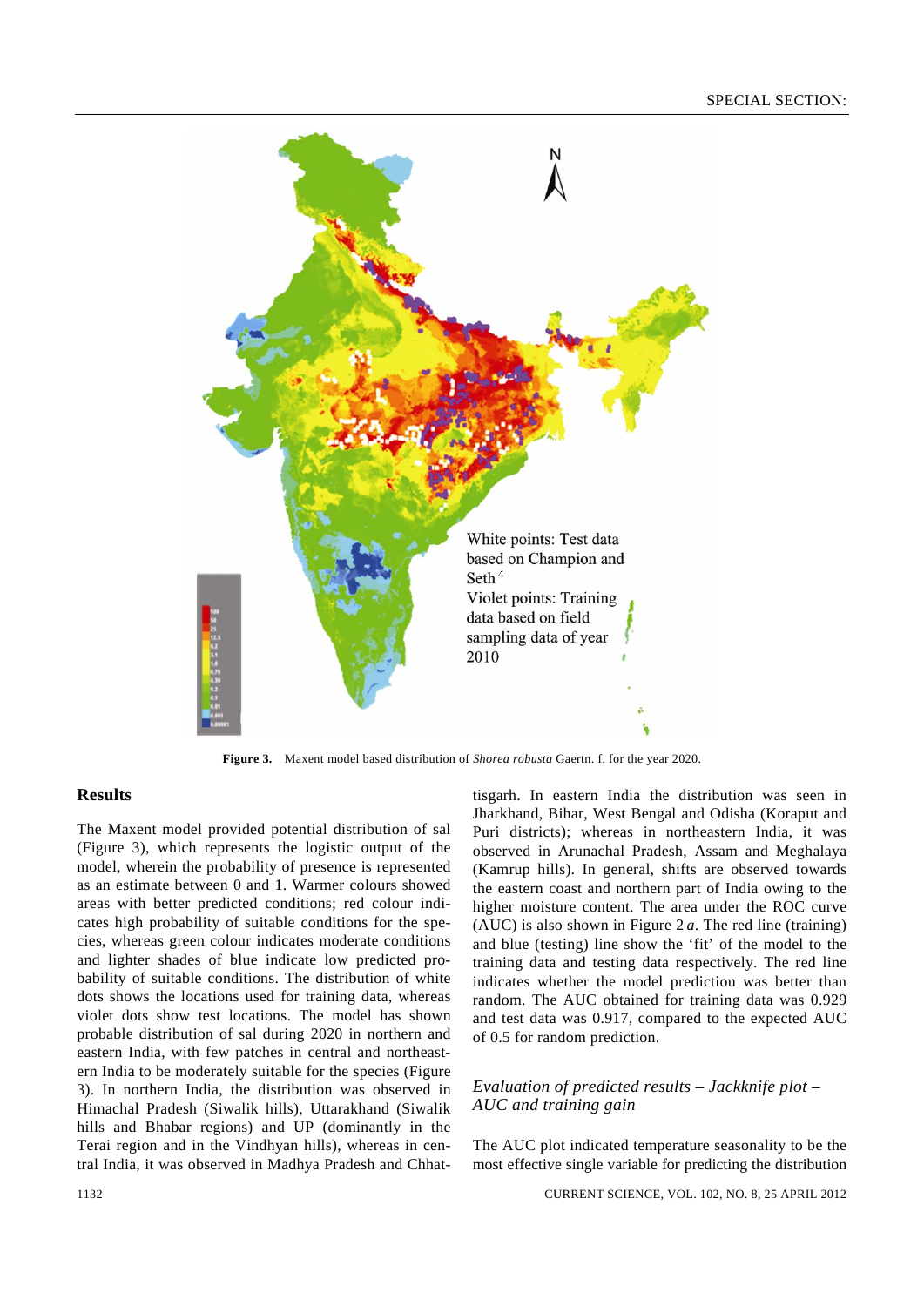Figure 3. Maxent model based distribution of *Shorea robusta* Gaertn. f. for the year 2020.

## Results

The Maxent model provided potential distribution of sal (Figure 3), which represents the logistic output of the model, wherein the probability of presence is represented as an estimate between 0 and 1. Warmer colours showed areas with better predicted conditions; red colour indicates high probability of suitable conditions for the species, whereas green colour indicates moderate conditions and lighter shades of blue indicate low predicted probability of suitable conditions. The distribution of white dots shows the locations used for training data, whereas violet dots show test locations. The model has shown probable distribution of sal during 2020 in northern and eastern India, with few patches in central and northeastern India to be moderately suitable for the species (Figure 3). In northern India, the distribution was observed in Himachal Pradesh (Siwalik hills), Uttarakhand (Siwalik hills and Bhabar regions) and UP (dominantly in the Terai region and in the Vindhyan hills), whereas in central India, it was observed in Madhya Pradesh and Chhattisgarh. In eastern India the distribution was seen in Jharkhand, Bihar, West Bengal and Odisha (Koraput and Puri districts); whereas in northeastern India, it was observed in Arunachal Pradesh, Assam and Meghalaya (Kamrup hills). In general, shifts are observed towards the eastern coast and northern part of India owing to the higher moisture content. The area under the ROC curve (AUC) is also shown in Figure 2 *a*. The red line (training) and blue (testing) line show the 'fit' of the model to the training data and testing data respectively. The red line indicates whether the model prediction was better than random. The AUC obtained for training data was 0.929 and test data was 0.917, compared to the expected AUC of 0.5 for random prediction.

### *Evaluation of predicted results – Jackknife plot – AUC and training gain*

The AUC plot indicated temperature seasonality to be the most effective single variable for predicting the distribution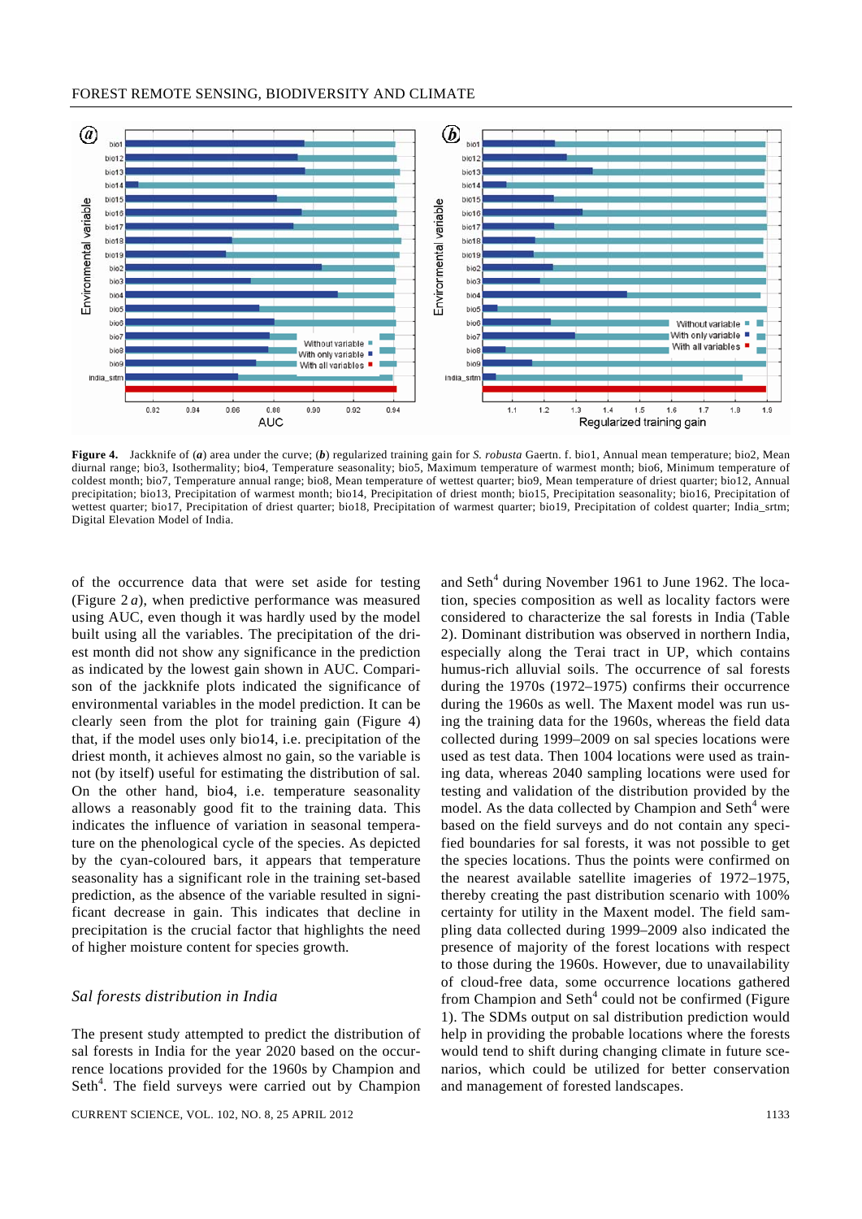**Figure 4.** Jackknife of (***a***) area under the curve; (***b***) regularized training gain for *S. robusta* Gaertn. f. bio1, Annual mean temperature; bio2, Mean diurnal range; bio3, Isothermality; bio4, Temperature seasonality; bio5, Maximum temperature of warmest month; bio6, Minimum temperature of coldest month; bio7, Temperature annual range; bio8, Mean temperature of wettest quarter; bio9, Mean temperature of driest quarter; bio12, Annual precipitation; bio13, Precipitation of warmest month; bio14, Precipitation of driest month; bio15, Precipitation seasonality; bio16, Precipitation of wettest quarter; bio17, Precipitation of driest quarter; bio18, Precipitation of warmest quarter; bio19, Precipitation of coldest quarter; India_srtm; Digital Elevation Model of India.

of the occurrence data that were set aside for testing (Figure 2 *a*), when predictive performance was measured using AUC, even though it was hardly used by the model built using all the variables. The precipitation of the driest month did not show any significance in the prediction as indicated by the lowest gain shown in AUC. Comparison of the jackknife plots indicated the significance of environmental variables in the model prediction. It can be clearly seen from the plot for training gain (Figure 4) that, if the model uses only bio14, i.e. precipitation of the driest month, it achieves almost no gain, so the variable is not (by itself) useful for estimating the distribution of sal. On the other hand, bio4, i.e. temperature seasonality allows a reasonably good fit to the training data. This indicates the influence of variation in seasonal temperature on the phenological cycle of the species. As depicted by the cyan-coloured bars, it appears that temperature seasonality has a significant role in the training set-based prediction, as the absence of the variable resulted in significant decrease in gain. This indicates that decline in precipitation is the crucial factor that highlights the need of higher moisture content for species growth.

### *Sal forests distribution in India*

The present study attempted to predict the distribution of sal forests in India for the year 2020 based on the occurrence locations provided for the 1960s by Champion and Seth[4]. The field surveys were carried out by Champion and Seth[4] during November 1961 to June 1962. The location, species composition as well as locality factors were considered to characterize the sal forests in India (Table 2). Dominant distribution was observed in northern India, especially along the Terai tract in UP, which contains humus-rich alluvial soils. The occurrence of sal forests during the 1970s (1972–1975) confirms their occurrence during the 1960s as well. The Maxent model was run using the training data for the 1960s, whereas the field data collected during 1999–2009 on sal species locations were used as test data. Then 1004 locations were used as training data, whereas 2040 sampling locations were used for testing and validation of the distribution provided by the model. As the data collected by Champion and Seth[4] were based on the field surveys and do not contain any specified boundaries for sal forests, it was not possible to get the species locations. Thus the points were confirmed on the nearest available satellite imageries of 1972–1975, thereby creating the past distribution scenario with 100% certainty for utility in the Maxent model. The field sampling data collected during 1999–2009 also indicated the presence of majority of the forest locations with respect to those during the 1960s. However, due to unavailability of cloud-free data, some occurrence locations gathered from Champion and Seth[4] could not be confirmed (Figure 1). The SDMs output on sal distribution prediction would help in providing the probable locations where the forests would tend to shift during changing climate in future scenarios, which could be utilized for better conservation and management of forested landscapes.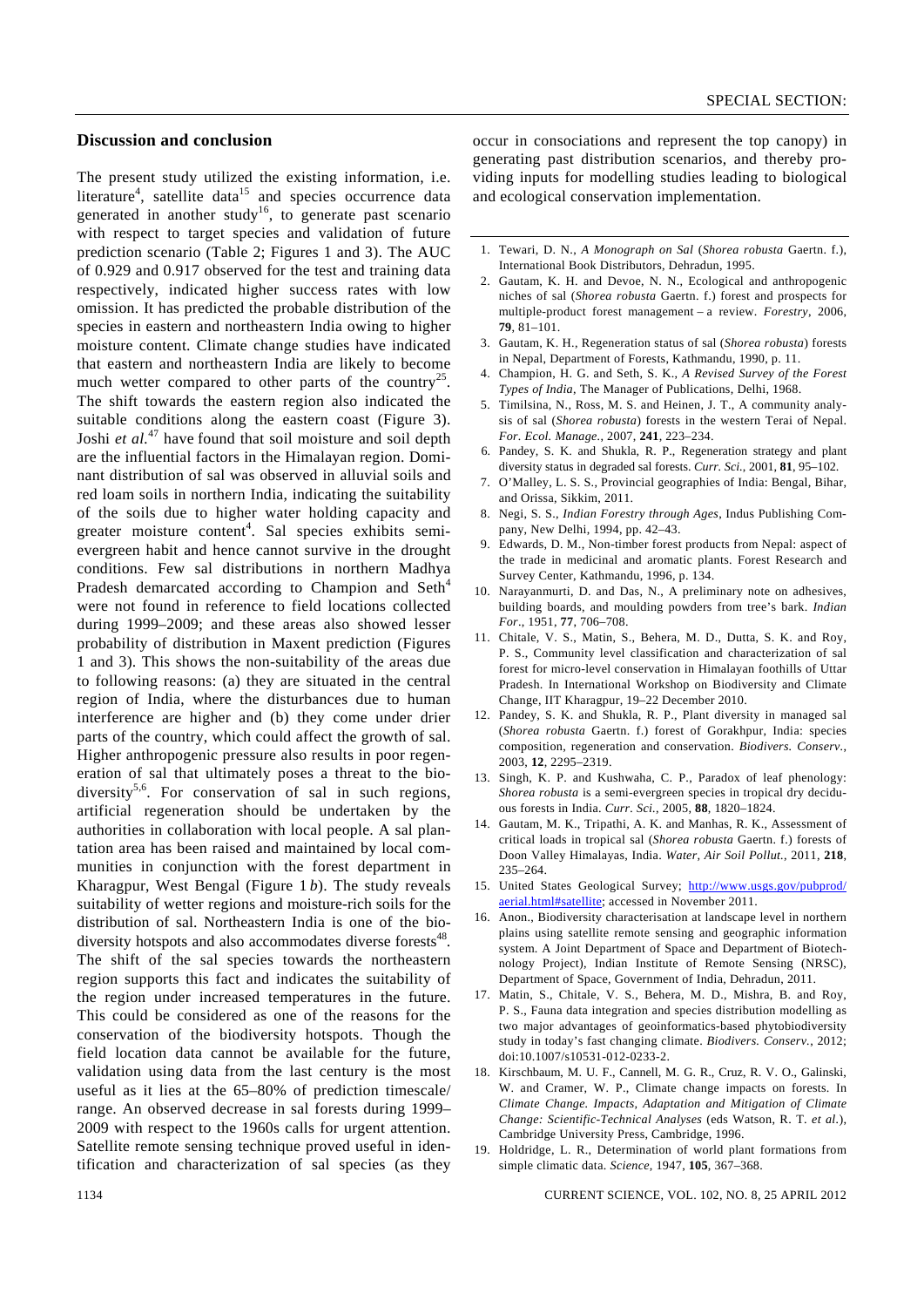## Discussion and conclusion

The present study utilized the existing information, i.e. literature[4], satellite data[15] and species occurrence data generated in another study[16], to generate past scenario with respect to target species and validation of future prediction scenario (Table 2; Figures 1 and 3). The AUC of 0.929 and 0.917 observed for the test and training data respectively, indicated higher success rates with low omission. It has predicted the probable distribution of the species in eastern and northeastern India owing to higher moisture content. Climate change studies have indicated that eastern and northeastern India are likely to become much wetter compared to other parts of the country[25]. The shift towards the eastern region also indicated the suitable conditions along the eastern coast (Figure 3). Joshi *et al.*[47] have found that soil moisture and soil depth are the influential factors in the Himalayan region. Dominant distribution of sal was observed in alluvial soils and red loam soils in northern India, indicating the suitability of the soils due to higher water holding capacity and greater moisture content[4]. Sal species exhibits semi-evergreen habit and hence cannot survive in the drought conditions. Few sal distributions in northern Madhya Pradesh demarcated according to Champion and Seth[4] were not found in reference to field locations collected during 1999–2009; and these areas also showed lesser probability of distribution in Maxent prediction (Figures 1 and 3). This shows the non-suitability of the areas due to following reasons: (a) they are situated in the central region of India, where the disturbances due to human interference are higher and (b) they come under drier parts of the country, which could affect the growth of sal. Higher anthropogenic pressure also results in poor regeneration of sal that ultimately poses a threat to the biodiversity[5,6]. For conservation of sal in such regions, artificial regeneration should be undertaken by the authorities in collaboration with local people. A sal plantation area has been raised and maintained by local communities in conjunction with the forest department in Kharagpur, West Bengal (Figure 1 *b*). The study reveals suitability of wetter regions and moisture-rich soils for the distribution of sal. Northeastern India is one of the biodiversity hotspots and also accommodates diverse forests[48]. The shift of the sal species towards the northeastern region supports this fact and indicates the suitability of the region under increased temperatures in the future. This could be considered as one of the reasons for the conservation of the biodiversity hotspots. Though the field location data cannot be available for the future, validation using data from the last century is the most useful as it lies at the 65–80% of prediction timescale/range. An observed decrease in sal forests during 1999–2009 with respect to the 1960s calls for urgent attention. Satellite remote sensing technique proved useful in identification and characterization of sal species (as they occur in consociations and represent the top canopy) in generating past distribution scenarios, and thereby providing inputs for modelling studies leading to biological and ecological conservation implementation.

---

1. Tewari, D. N., *A Monograph on Sal* (*Shorea robusta* Gaertn. f.), International Book Distributors, Dehradun, 1995.
2. Gautam, K. H. and Devoe, N. N., Ecological and anthropogenic niches of sal (*Shorea robusta* Gaertn. f.) forest and prospects for multiple-product forest management – a review. *Forestry*, 2006, **79**, 81–101.
3. Gautam, K. H., Regeneration status of sal (*Shorea robusta*) forests in Nepal, Department of Forests, Kathmandu, 1990, p. 11.
4. Champion, H. G. and Seth, S. K., *A Revised Survey of the Forest Types of India*, The Manager of Publications, Delhi, 1968.
5. Timilsina, N., Ross, M. S. and Heinen, J. T., A community analysis of sal (*Shorea robusta*) forests in the western Terai of Nepal. *For. Ecol. Manage.*, 2007, **241**, 223–234.
6. Pandey, S. K. and Shukla, R. P., Regeneration strategy and plant diversity status in degraded sal forests. *Curr. Sci.*, 2001, **81**, 95–102.
7. O'Malley, L. S. S., Provincial geographies of India: Bengal, Bihar, and Orissa, Sikkim, 2011.
8. Negi, S. S., *Indian Forestry through Ages*, Indus Publishing Company, New Delhi, 1994, pp. 42–43.
9. Edwards, D. M., Non-timber forest products from Nepal: aspect of the trade in medicinal and aromatic plants. Forest Research and Survey Center, Kathmandu, 1996, p. 134.
10. Narayanmurti, D. and Das, N., A preliminary note on adhesives, building boards, and moulding powders from tree's bark. *Indian For.*, 1951, **77**, 706–708.
11. Chitale, V. S., Matin, S., Behera, M. D., Dutta, S. K. and Roy, P. S., Community level classification and characterization of sal forest for micro-level conservation in Himalayan foothills of Uttar Pradesh. In International Workshop on Biodiversity and Climate Change, IIT Kharagpur, 19–22 December 2010.
12. Pandey, S. K. and Shukla, R. P., Plant diversity in managed sal (*Shorea robusta* Gaertn. f.) forest of Gorakhpur, India: species composition, regeneration and conservation. *Biodivers. Conserv.*, 2003, **12**, 2295–2319.
13. Singh, K. P. and Kushwaha, C. P., Paradox of leaf phenology: *Shorea robusta* is a semi-evergreen species in tropical dry deciduous forests in India. *Curr. Sci.*, 2005, **88**, 1820–1824.
14. Gautam, M. K., Tripathi, A. K. and Manhas, R. K., Assessment of critical loads in tropical sal (*Shorea robusta* Gaertn. f.) forests of Doon Valley Himalayas, India. *Water, Air Soil Pollut.*, 2011, **218**, 235–264.
15. United States Geological Survey; http://www.usgs.gov/pubprod/aerial.html#satellite; accessed in November 2011.
16. Anon., Biodiversity characterisation at landscape level in northern plains using satellite remote sensing and geographic information system. A Joint Department of Space and Department of Biotechnology Project), Indian Institute of Remote Sensing (NRSC), Department of Space, Government of India, Dehradun, 2011.
17. Matin, S., Chitale, V. S., Behera, M. D., Mishra, B. and Roy, P. S., Fauna data integration and species distribution modelling as two major advantages of geoinformatics-based phytobiodiversity study in today's fast changing climate. *Biodivers. Conserv.*, 2012; doi:10.1007/s10531-012-0233-2.
18. Kirschbaum, M. U. F., Cannell, M. G. R., Cruz, R. V. O., Galinski, W. and Cramer, W. P., Climate change impacts on forests. In *Climate Change. Impacts, Adaptation and Mitigation of Climate Change: Scientific-Technical Analyses* (eds Watson, R. T. *et al.*), Cambridge University Press, Cambridge, 1996.
19. Holdridge, L. R., Determination of world plant formations from simple climatic data. *Science*, 1947, **105**, 367–368.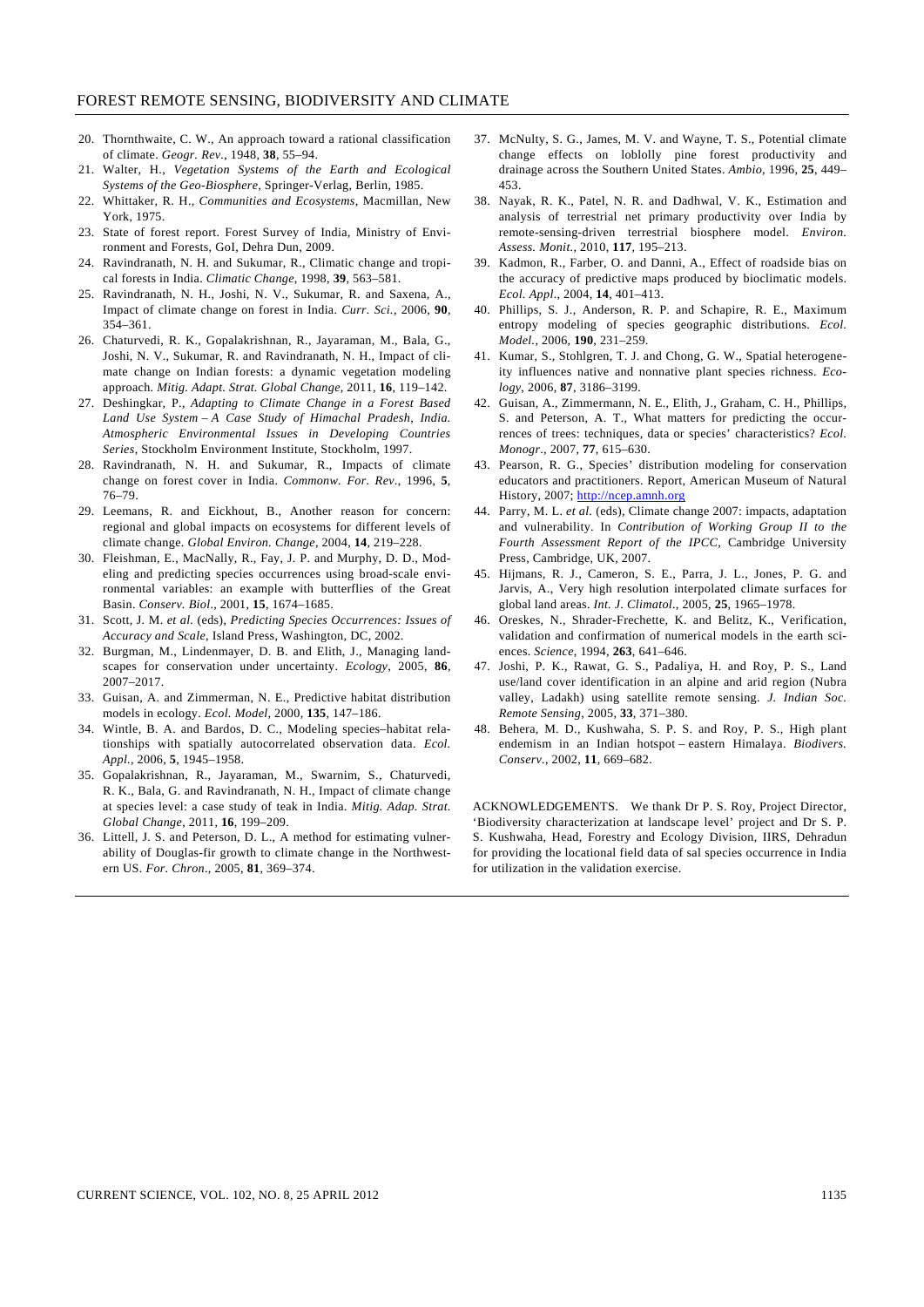20. Thornthwaite, C. W., An approach toward a rational classification of climate. *Geogr. Rev.*, 1948, **38**, 55–94.
21. Walter, H., *Vegetation Systems of the Earth and Ecological Systems of the Geo-Biosphere*, Springer-Verlag, Berlin, 1985.
22. Whittaker, R. H., *Communities and Ecosystems*, Macmillan, New York, 1975.
23. State of forest report. Forest Survey of India, Ministry of Environment and Forests, GoI, Dehra Dun, 2009.
24. Ravindranath, N. H. and Sukumar, R., Climatic change and tropical forests in India. *Climatic Change*, 1998, **39**, 563–581.
25. Ravindranath, N. H., Joshi, N. V., Sukumar, R. and Saxena, A., Impact of climate change on forest in India. *Curr. Sci.*, 2006, **90**, 354–361.
26. Chaturvedi, R. K., Gopalakrishnan, R., Jayaraman, M., Bala, G., Joshi, N. V., Sukumar, R. and Ravindranath, N. H., Impact of climate change on Indian forests: a dynamic vegetation modeling approach. *Mitig. Adapt. Strat. Global Change*, 2011, **16**, 119–142.
27. Deshingkar, P., *Adapting to Climate Change in a Forest Based Land Use System – A Case Study of Himachal Pradesh, India. Atmospheric Environmental Issues in Developing Countries Series*, Stockholm Environment Institute, Stockholm, 1997.
28. Ravindranath, N. H. and Sukumar, R., Impacts of climate change on forest cover in India. *Commonw. For. Rev.*, 1996, **5**, 76–79.
29. Leemans, R. and Eickhout, B., Another reason for concern: regional and global impacts on ecosystems for different levels of climate change. *Global Environ. Change*, 2004, **14**, 219–228.
30. Fleishman, E., MacNally, R., Fay, J. P. and Murphy, D. D., Modeling and predicting species occurrences using broad-scale environmental variables: an example with butterflies of the Great Basin. *Conserv. Biol.*, 2001, **15**, 1674–1685.
31. Scott, J. M. *et al.* (eds), *Predicting Species Occurrences: Issues of Accuracy and Scale*, Island Press, Washington, DC, 2002.
32. Burgman, M., Lindenmayer, D. B. and Elith, J., Managing landscapes for conservation under uncertainty. *Ecology*, 2005, **86**, 2007–2017.
33. Guisan, A. and Zimmerman, N. E., Predictive habitat distribution models in ecology. *Ecol. Model*, 2000, **135**, 147–186.
34. Wintle, B. A. and Bardos, D. C., Modeling species–habitat relationships with spatially autocorrelated observation data. *Ecol. Appl.*, 2006, **5**, 1945–1958.
35. Gopalakrishnan, R., Jayaraman, M., Swarnim, S., Chaturvedi, R. K., Bala, G. and Ravindranath, N. H., Impact of climate change at species level: a case study of teak in India. *Mitig. Adap. Strat. Global Change*, 2011, **16**, 199–209.
36. Littell, J. S. and Peterson, D. L., A method for estimating vulnerability of Douglas-fir growth to climate change in the Northwestern US. *For. Chron.*, 2005, **81**, 369–374.
37. McNulty, S. G., James, M. V. and Wayne, T. S., Potential climate change effects on loblolly pine forest productivity and drainage across the Southern United States. *Ambio*, 1996, **25**, 449–453.
38. Nayak, R. K., Patel, N. R. and Dadhwal, V. K., Estimation and analysis of terrestrial net primary productivity over India by remote-sensing-driven terrestrial biosphere model. *Environ. Assess. Monit.*, 2010, **117**, 195–213.
39. Kadmon, R., Farber, O. and Danni, A., Effect of roadside bias on the accuracy of predictive maps produced by bioclimatic models. *Ecol. Appl.*, 2004, **14**, 401–413.
40. Phillips, S. J., Anderson, R. P. and Schapire, R. E., Maximum entropy modeling of species geographic distributions. *Ecol. Model.*, 2006, **190**, 231–259.
41. Kumar, S., Stohlgren, T. J. and Chong, G. W., Spatial heterogeneity influences native and nonnative plant species richness. *Ecology*, 2006, **87**, 3186–3199.
42. Guisan, A., Zimmermann, N. E., Elith, J., Graham, C. H., Phillips, S. and Peterson, A. T., What matters for predicting the occurrences of trees: techniques, data or species' characteristics? *Ecol. Monogr.*, 2007, **77**, 615–630.
43. Pearson, R. G., Species' distribution modeling for conservation educators and practitioners. Report, American Museum of Natural History, 2007; http://ncep.amnh.org
44. Parry, M. L. *et al.* (eds), Climate change 2007: impacts, adaptation and vulnerability. In *Contribution of Working Group II to the Fourth Assessment Report of the IPCC*, Cambridge University Press, Cambridge, UK, 2007.
45. Hijmans, R. J., Cameron, S. E., Parra, J. L., Jones, P. G. and Jarvis, A., Very high resolution interpolated climate surfaces for global land areas. *Int. J. Climatol.*, 2005, **25**, 1965–1978.
46. Oreskes, N., Shrader-Frechette, K. and Belitz, K., Verification, validation and confirmation of numerical models in the earth sciences. *Science*, 1994, **263**, 641–646.
47. Joshi, P. K., Rawat, G. S., Padaliya, H. and Roy, P. S., Land use/land cover identification in an alpine and arid region (Nubra valley, Ladakh) using satellite remote sensing. *J. Indian Soc. Remote Sensing*, 2005, **33**, 371–380.
48. Behera, M. D., Kushwaha, S. P. S. and Roy, P. S., High plant endemism in an Indian hotspot – eastern Himalaya. *Biodivers. Conserv.*, 2002, **11**, 669–682.

ACKNOWLEDGEMENTS. We thank Dr P. S. Roy, Project Director, 'Biodiversity characterization at landscape level' project and Dr S. P. S. Kushwaha, Head, Forestry and Ecology Division, IIRS, Dehradun for providing the locational field data of sal species occurrence in India for utilization in the validation exercise.